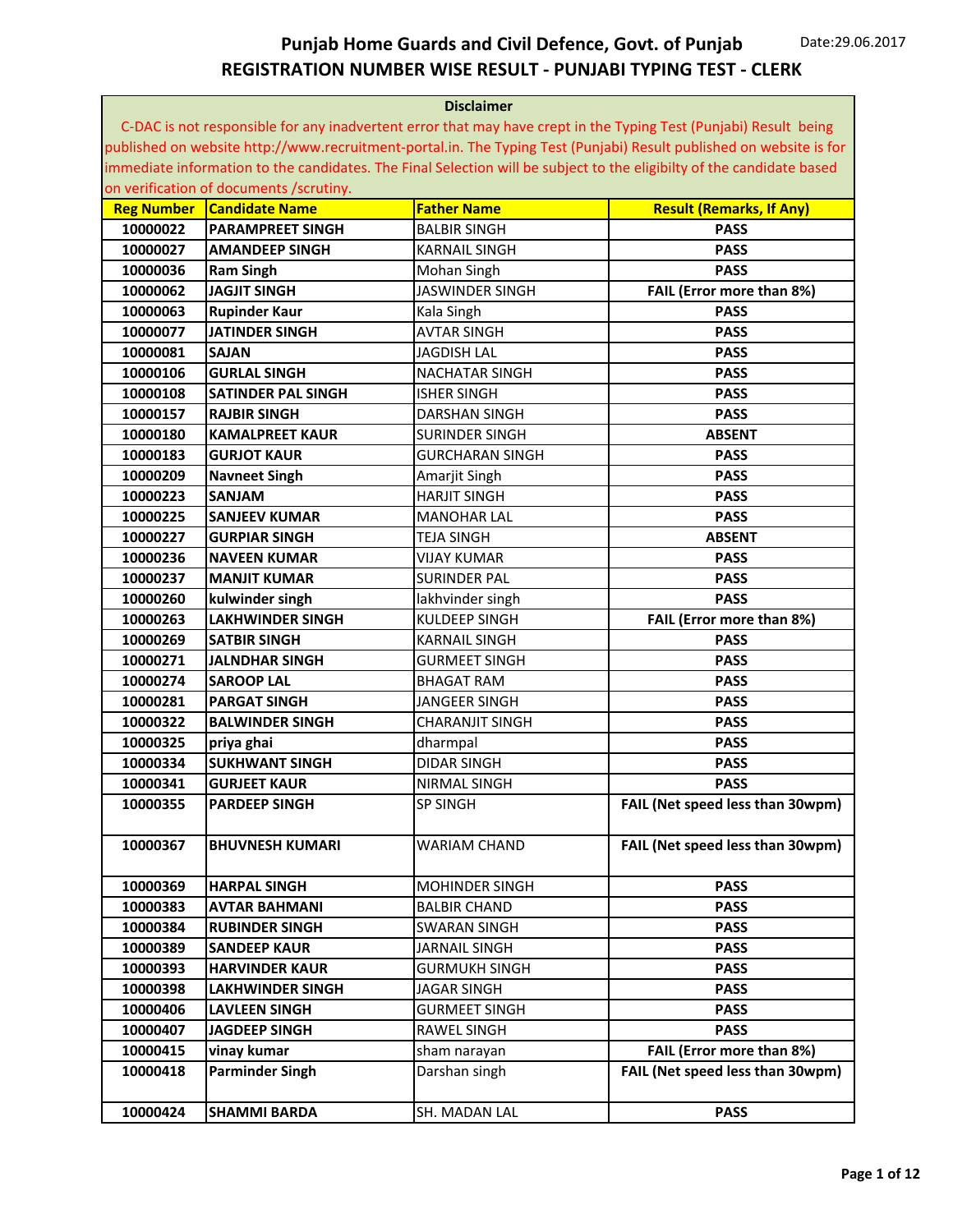Date:29.06.2017

# Punjab Home Guards and Civil Defence, Govt. of Punjab

## REGISTRATION NUMBER WISE RESULT - PUNJABI TYPING TEST - CLERK

**Disclaimer**

C-DAC is not responsible for any inadvertent error that may have crept in the Typing Test (Punjabi) Result being published on website http://www.recruitment-portal.in. The Typing Test (Punjabi) Result published on website is for immediate information to the candidates. The Final Selection will be subject to the eligibilty of the candidate based on verification of documents /scrutiny.

| Reg Number | Candidate Name | Father Name | Result (Remarks, If Any) |
|---|---|---|---|
| 10000022 | PARAMPREET SINGH | BALBIR SINGH | PASS |
| 10000027 | AMANDEEP SINGH | KARNAIL SINGH | PASS |
| 10000036 | Ram Singh | Mohan Singh | PASS |
| 10000062 | JAGJIT SINGH | JASWINDER SINGH | FAIL (Error more than 8%) |
| 10000063 | Rupinder Kaur | Kala Singh | PASS |
| 10000077 | JATINDER SINGH | AVTAR SINGH | PASS |
| 10000081 | SAJAN | JAGDISH LAL | PASS |
| 10000106 | GURLAL SINGH | NACHATAR SINGH | PASS |
| 10000108 | SATINDER PAL SINGH | ISHER SINGH | PASS |
| 10000157 | RAJBIR SINGH | DARSHAN SINGH | PASS |
| 10000180 | KAMALPREET KAUR | SURINDER SINGH | ABSENT |
| 10000183 | GURJOT KAUR | GURCHARAN SINGH | PASS |
| 10000209 | Navneet Singh | Amarjit Singh | PASS |
| 10000223 | SANJAM | HARJIT SINGH | PASS |
| 10000225 | SANJEEV KUMAR | MANOHAR LAL | PASS |
| 10000227 | GURPIAR SINGH | TEJA SINGH | ABSENT |
| 10000236 | NAVEEN KUMAR | VIJAY KUMAR | PASS |
| 10000237 | MANJIT KUMAR | SURINDER PAL | PASS |
| 10000260 | kulwinder singh | lakhvinder singh | PASS |
| 10000263 | LAKHWINDER SINGH | KULDEEP SINGH | FAIL (Error more than 8%) |
| 10000269 | SATBIR SINGH | KARNAIL SINGH | PASS |
| 10000271 | JALNDHAR SINGH | GURMEET SINGH | PASS |
| 10000274 | SAROOP LAL | BHAGAT RAM | PASS |
| 10000281 | PARGAT SINGH | JANGEER SINGH | PASS |
| 10000322 | BALWINDER SINGH | CHARANJIT SINGH | PASS |
| 10000325 | priya ghai | dharmpal | PASS |
| 10000334 | SUKHWANT SINGH | DIDAR SINGH | PASS |
| 10000341 | GURJEET KAUR | NIRMAL SINGH | PASS |
| 10000355 | PARDEEP SINGH | SP SINGH | FAIL (Net speed less than 30wpm) |
| 10000367 | BHUVNESH KUMARI | WARIAM CHAND | FAIL (Net speed less than 30wpm) |
| 10000369 | HARPAL SINGH | MOHINDER SINGH | PASS |
| 10000383 | AVTAR BAHMANI | BALBIR CHAND | PASS |
| 10000384 | RUBINDER SINGH | SWARAN SINGH | PASS |
| 10000389 | SANDEEP KAUR | JARNAIL SINGH | PASS |
| 10000393 | HARVINDER KAUR | GURMUKH SINGH | PASS |
| 10000398 | LAKHWINDER SINGH | JAGAR SINGH | PASS |
| 10000406 | LAVLEEN SINGH | GURMEET SINGH | PASS |
| 10000407 | JAGDEEP SINGH | RAWEL SINGH | PASS |
| 10000415 | vinay kumar | sham narayan | FAIL (Error more than 8%) |
| 10000418 | Parminder Singh | Darshan singh | FAIL (Net speed less than 30wpm) |
| 10000424 | SHAMMI BARDA | SH. MADAN LAL | PASS |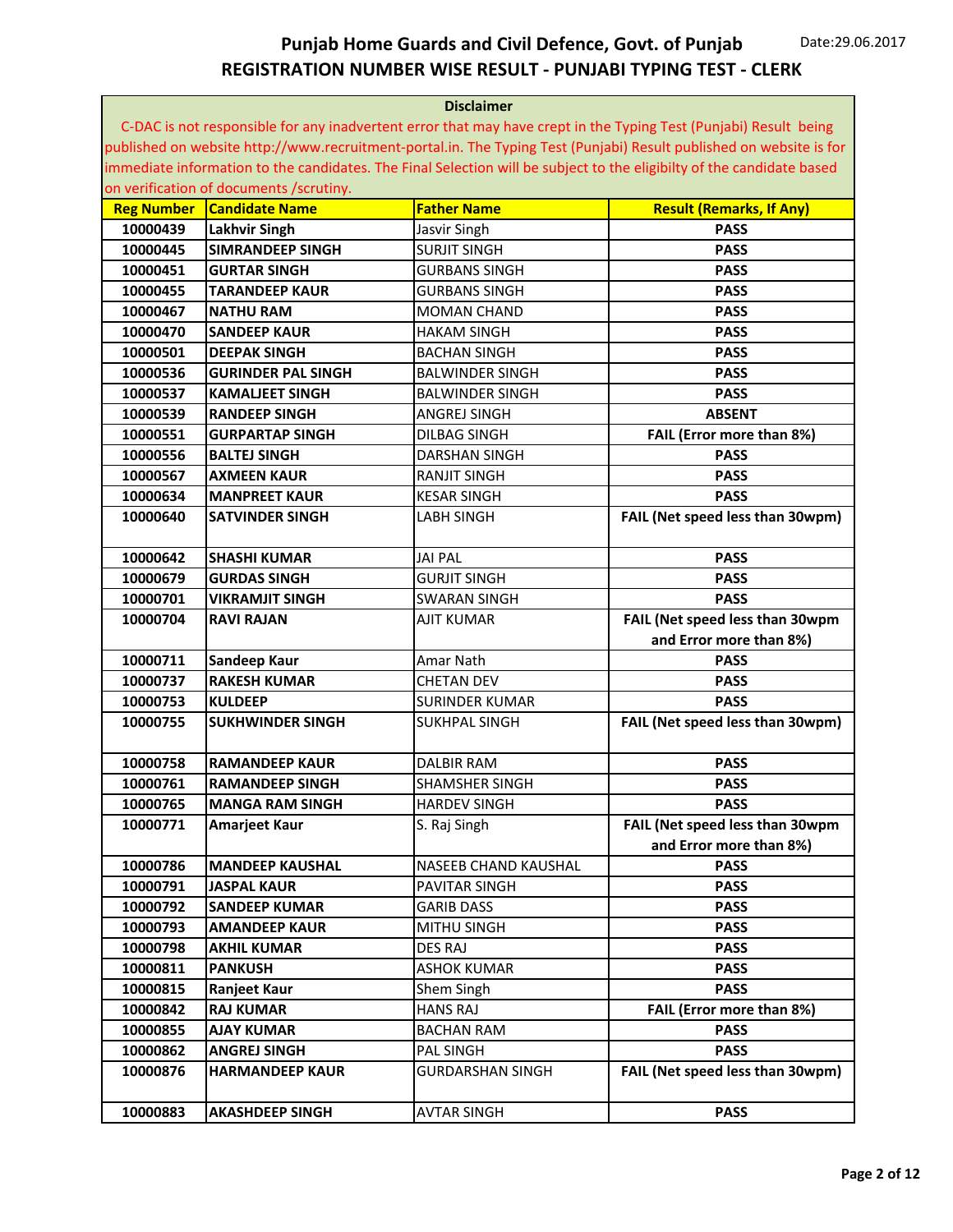# Punjab Home Guards and Civil Defence, Govt. of Punjab

Date:29.06.2017

## REGISTRATION NUMBER WISE RESULT - PUNJABI TYPING TEST - CLERK

**Disclaimer**

C-DAC is not responsible for any inadvertent error that may have crept in the Typing Test (Punjabi) Result being published on website http://www.recruitment-portal.in. The Typing Test (Punjabi) Result published on website is for immediate information to the candidates. The Final Selection will be subject to the eligibilty of the candidate based on verification of documents /scrutiny.

| Reg Number | Candidate Name | Father Name | Result (Remarks, If Any) |
|---|---|---|---|
| 10000439 | Lakhvir Singh | Jasvir Singh | PASS |
| 10000445 | SIMRANDEEP SINGH | SURJIT SINGH | PASS |
| 10000451 | GURTAR SINGH | GURBANS SINGH | PASS |
| 10000455 | TARANDEEP KAUR | GURBANS SINGH | PASS |
| 10000467 | NATHU RAM | MOMAN CHAND | PASS |
| 10000470 | SANDEEP KAUR | HAKAM SINGH | PASS |
| 10000501 | DEEPAK SINGH | BACHAN SINGH | PASS |
| 10000536 | GURINDER PAL SINGH | BALWINDER SINGH | PASS |
| 10000537 | KAMALJEET SINGH | BALWINDER SINGH | PASS |
| 10000539 | RANDEEP SINGH | ANGREJ SINGH | ABSENT |
| 10000551 | GURPARTAP SINGH | DILBAG SINGH | FAIL (Error more than 8%) |
| 10000556 | BALTEJ SINGH | DARSHAN SINGH | PASS |
| 10000567 | AXMEEN KAUR | RANJIT SINGH | PASS |
| 10000634 | MANPREET KAUR | KESAR SINGH | PASS |
| 10000640 | SATVINDER SINGH | LABH SINGH | FAIL (Net speed less than 30wpm) |
| 10000642 | SHASHI KUMAR | JAI PAL | PASS |
| 10000679 | GURDAS SINGH | GURJIT SINGH | PASS |
| 10000701 | VIKRAMJIT SINGH | SWARAN SINGH | PASS |
| 10000704 | RAVI RAJAN | AJIT KUMAR | FAIL (Net speed less than 30wpm and Error more than 8%) |
| 10000711 | Sandeep Kaur | Amar Nath | PASS |
| 10000737 | RAKESH KUMAR | CHETAN DEV | PASS |
| 10000753 | KULDEEP | SURINDER KUMAR | PASS |
| 10000755 | SUKHWINDER SINGH | SUKHPAL SINGH | FAIL (Net speed less than 30wpm) |
| 10000758 | RAMANDEEP KAUR | DALBIR RAM | PASS |
| 10000761 | RAMANDEEP SINGH | SHAMSHER SINGH | PASS |
| 10000765 | MANGA RAM SINGH | HARDEV SINGH | PASS |
| 10000771 | Amarjeet Kaur | S. Raj Singh | FAIL (Net speed less than 30wpm and Error more than 8%) |
| 10000786 | MANDEEP KAUSHAL | NASEEB CHAND KAUSHAL | PASS |
| 10000791 | JASPAL KAUR | PAVITAR SINGH | PASS |
| 10000792 | SANDEEP KUMAR | GARIB DASS | PASS |
| 10000793 | AMANDEEP KAUR | MITHU SINGH | PASS |
| 10000798 | AKHIL KUMAR | DES RAJ | PASS |
| 10000811 | PANKUSH | ASHOK KUMAR | PASS |
| 10000815 | Ranjeet Kaur | Shem Singh | PASS |
| 10000842 | RAJ KUMAR | HANS RAJ | FAIL (Error more than 8%) |
| 10000855 | AJAY KUMAR | BACHAN RAM | PASS |
| 10000862 | ANGREJ SINGH | PAL SINGH | PASS |
| 10000876 | HARMANDEEP KAUR | GURDARSHAN SINGH | FAIL (Net speed less than 30wpm) |
| 10000883 | AKASHDEEP SINGH | AVTAR SINGH | PASS |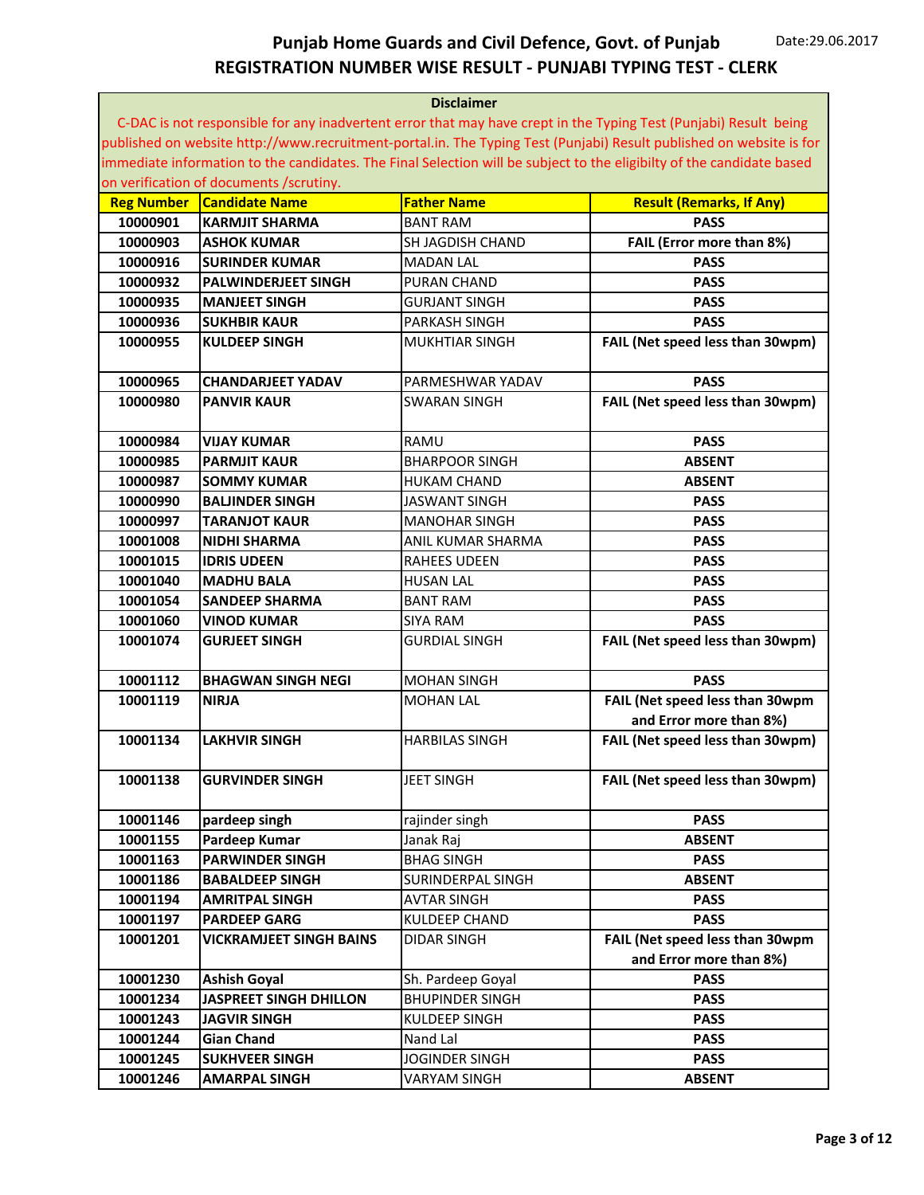## Punjab Home Guards and Civil Defence, Govt. of Punjab

Date:29.06.2017

## REGISTRATION NUMBER WISE RESULT - PUNJABI TYPING TEST - CLERK

**Disclaimer**

C-DAC is not responsible for any inadvertent error that may have crept in the Typing Test (Punjabi) Result being published on website http://www.recruitment-portal.in. The Typing Test (Punjabi) Result published on website is for immediate information to the candidates. The Final Selection will be subject to the eligibilty of the candidate based on verification of documents /scrutiny.

| Reg Number | Candidate Name | Father Name | Result (Remarks, If Any) |
|---|---|---|---|
| 10000901 | KARMJIT SHARMA | BANT RAM | PASS |
| 10000903 | ASHOK KUMAR | SH JAGDISH CHAND | FAIL (Error more than 8%) |
| 10000916 | SURINDER KUMAR | MADAN LAL | PASS |
| 10000932 | PALWINDERJEET SINGH | PURAN CHAND | PASS |
| 10000935 | MANJEET SINGH | GURJANT SINGH | PASS |
| 10000936 | SUKHBIR KAUR | PARKASH SINGH | PASS |
| 10000955 | KULDEEP SINGH | MUKHTIAR SINGH | FAIL (Net speed less than 30wpm) |
| 10000965 | CHANDARJEET YADAV | PARMESHWAR YADAV | PASS |
| 10000980 | PANVIR KAUR | SWARAN SINGH | FAIL (Net speed less than 30wpm) |
| 10000984 | VIJAY KUMAR | RAMU | PASS |
| 10000985 | PARMJIT KAUR | BHARPOOR SINGH | ABSENT |
| 10000987 | SOMMY KUMAR | HUKAM CHAND | ABSENT |
| 10000990 | BALJINDER SINGH | JASWANT SINGH | PASS |
| 10000997 | TARANJOT KAUR | MANOHAR SINGH | PASS |
| 10001008 | NIDHI SHARMA | ANIL KUMAR SHARMA | PASS |
| 10001015 | IDRIS UDEEN | RAHEES UDEEN | PASS |
| 10001040 | MADHU BALA | HUSAN LAL | PASS |
| 10001054 | SANDEEP SHARMA | BANT RAM | PASS |
| 10001060 | VINOD KUMAR | SIYA RAM | PASS |
| 10001074 | GURJEET SINGH | GURDIAL SINGH | FAIL (Net speed less than 30wpm) |
| 10001112 | BHAGWAN SINGH NEGI | MOHAN SINGH | PASS |
| 10001119 | NIRJA | MOHAN LAL | FAIL (Net speed less than 30wpm and Error more than 8%) |
| 10001134 | LAKHVIR SINGH | HARBILAS SINGH | FAIL (Net speed less than 30wpm) |
| 10001138 | GURVINDER SINGH | JEET SINGH | FAIL (Net speed less than 30wpm) |
| 10001146 | pardeep singh | rajinder singh | PASS |
| 10001155 | Pardeep Kumar | Janak Raj | ABSENT |
| 10001163 | PARWINDER SINGH | BHAG SINGH | PASS |
| 10001186 | BABALDEEP SINGH | SURINDERPAL SINGH | ABSENT |
| 10001194 | AMRITPAL SINGH | AVTAR SINGH | PASS |
| 10001197 | PARDEEP GARG | KULDEEP CHAND | PASS |
| 10001201 | VICKRAMJEET SINGH BAINS | DIDAR SINGH | FAIL (Net speed less than 30wpm and Error more than 8%) |
| 10001230 | Ashish Goyal | Sh. Pardeep Goyal | PASS |
| 10001234 | JASPREET SINGH DHILLON | BHUPINDER SINGH | PASS |
| 10001243 | JAGVIR SINGH | KULDEEP SINGH | PASS |
| 10001244 | Gian Chand | Nand Lal | PASS |
| 10001245 | SUKHVEER SINGH | JOGINDER SINGH | PASS |
| 10001246 | AMARPAL SINGH | VARYAM SINGH | ABSENT |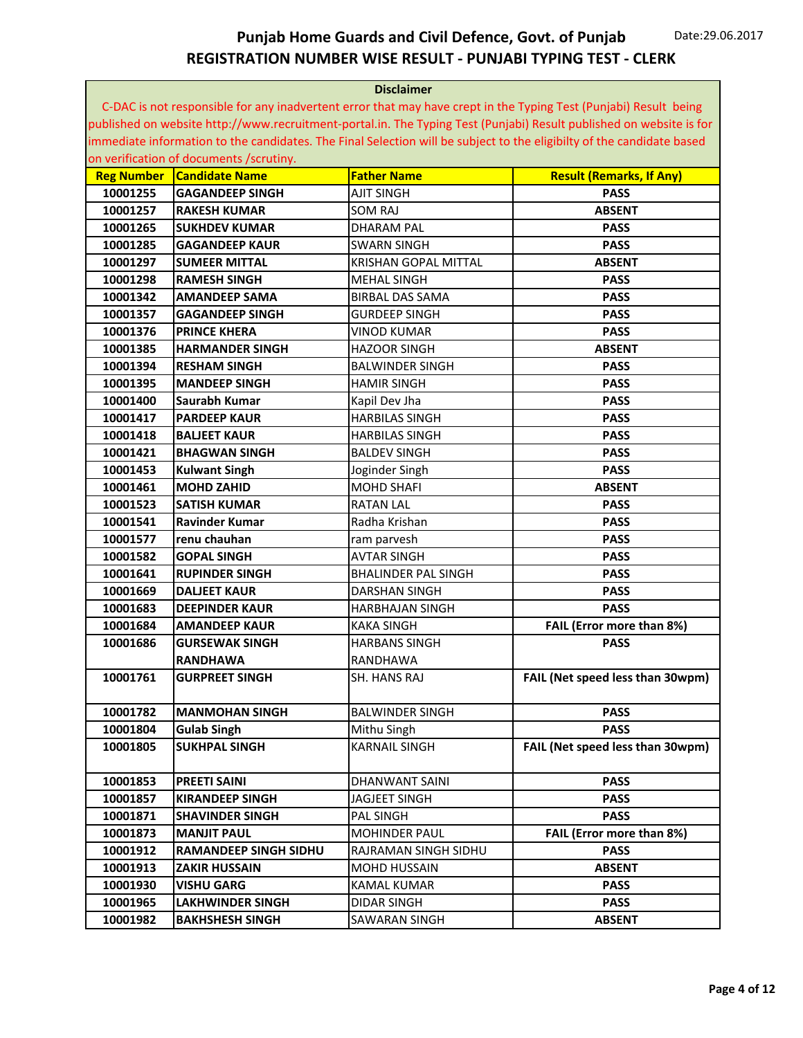# Punjab Home Guards and Civil Defence, Govt. of Punjab

## REGISTRATION NUMBER WISE RESULT - PUNJABI TYPING TEST - CLERK

Date:29.06.2017

**Disclaimer**

C-DAC is not responsible for any inadvertent error that may have crept in the Typing Test (Punjabi) Result being published on website http://www.recruitment-portal.in. The Typing Test (Punjabi) Result published on website is for immediate information to the candidates. The Final Selection will be subject to the eligibilty of the candidate based on verification of documents /scrutiny.

| Reg Number | Candidate Name | Father Name | Result (Remarks, If Any) |
|---|---|---|---|
| 10001255 | GAGANDEEP SINGH | AJIT SINGH | PASS |
| 10001257 | RAKESH KUMAR | SOM RAJ | ABSENT |
| 10001265 | SUKHDEV KUMAR | DHARAM PAL | PASS |
| 10001285 | GAGANDEEP KAUR | SWARN SINGH | PASS |
| 10001297 | SUMEER MITTAL | KRISHAN GOPAL MITTAL | ABSENT |
| 10001298 | RAMESH SINGH | MEHAL SINGH | PASS |
| 10001342 | AMANDEEP SAMA | BIRBAL DAS SAMA | PASS |
| 10001357 | GAGANDEEP SINGH | GURDEEP SINGH | PASS |
| 10001376 | PRINCE KHERA | VINOD KUMAR | PASS |
| 10001385 | HARMANDER SINGH | HAZOOR SINGH | ABSENT |
| 10001394 | RESHAM SINGH | BALWINDER SINGH | PASS |
| 10001395 | MANDEEP SINGH | HAMIR SINGH | PASS |
| 10001400 | Saurabh Kumar | Kapil Dev Jha | PASS |
| 10001417 | PARDEEP KAUR | HARBILAS SINGH | PASS |
| 10001418 | BALJEET KAUR | HARBILAS SINGH | PASS |
| 10001421 | BHAGWAN SINGH | BALDEV SINGH | PASS |
| 10001453 | Kulwant Singh | Joginder Singh | PASS |
| 10001461 | MOHD ZAHID | MOHD SHAFI | ABSENT |
| 10001523 | SATISH KUMAR | RATAN LAL | PASS |
| 10001541 | Ravinder Kumar | Radha Krishan | PASS |
| 10001577 | renu chauhan | ram parvesh | PASS |
| 10001582 | GOPAL SINGH | AVTAR SINGH | PASS |
| 10001641 | RUPINDER SINGH | BHALINDER PAL SINGH | PASS |
| 10001669 | DALJEET KAUR | DARSHAN SINGH | PASS |
| 10001683 | DEEPINDER KAUR | HARBHAJAN SINGH | PASS |
| 10001684 | AMANDEEP KAUR | KAKA SINGH | FAIL (Error more than 8%) |
| 10001686 | GURSEWAK SINGH RANDHAWA | HARBANS SINGH RANDHAWA | PASS |
| 10001761 | GURPREET SINGH | SH. HANS RAJ | FAIL (Net speed less than 30wpm) |
| 10001782 | MANMOHAN SINGH | BALWINDER SINGH | PASS |
| 10001804 | Gulab Singh | Mithu Singh | PASS |
| 10001805 | SUKHPAL SINGH | KARNAIL SINGH | FAIL (Net speed less than 30wpm) |
| 10001853 | PREETI SAINI | DHANWANT SAINI | PASS |
| 10001857 | KIRANDEEP SINGH | JAGJEET SINGH | PASS |
| 10001871 | SHAVINDER SINGH | PAL SINGH | PASS |
| 10001873 | MANJIT PAUL | MOHINDER PAUL | FAIL (Error more than 8%) |
| 10001912 | RAMANDEEP SINGH SIDHU | RAJRAMAN SINGH SIDHU | PASS |
| 10001913 | ZAKIR HUSSAIN | MOHD HUSSAIN | ABSENT |
| 10001930 | VISHU GARG | KAMAL KUMAR | PASS |
| 10001965 | LAKHWINDER SINGH | DIDAR SINGH | PASS |
| 10001982 | BAKHSHESH SINGH | SAWARAN SINGH | ABSENT |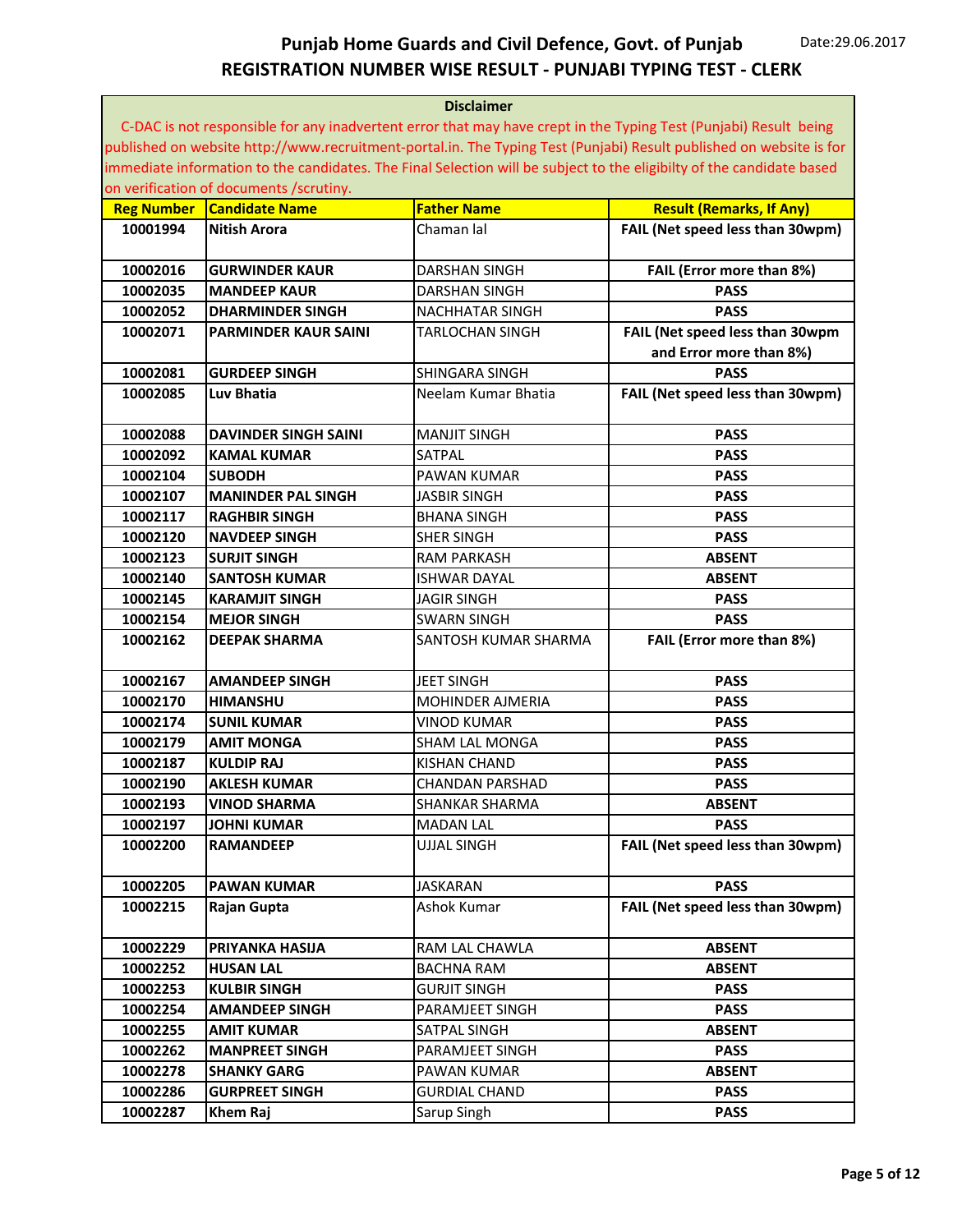# Punjab Home Guards and Civil Defence, Govt. of Punjab

Date:29.06.2017

## REGISTRATION NUMBER WISE RESULT - PUNJABI TYPING TEST - CLERK

**Disclaimer**

C-DAC is not responsible for any inadvertent error that may have crept in the Typing Test (Punjabi) Result being published on website http://www.recruitment-portal.in. The Typing Test (Punjabi) Result published on website is for immediate information to the candidates. The Final Selection will be subject to the eligibilty of the candidate based on verification of documents /scrutiny.

| Reg Number | Candidate Name | Father Name | Result (Remarks, If Any) |
|---|---|---|---|
| 10001994 | Nitish Arora | Chaman lal | FAIL (Net speed less than 30wpm) |
| 10002016 | GURWINDER KAUR | DARSHAN SINGH | FAIL (Error more than 8%) |
| 10002035 | MANDEEP KAUR | DARSHAN SINGH | PASS |
| 10002052 | DHARMINDER SINGH | NACHHATAR SINGH | PASS |
| 10002071 | PARMINDER KAUR SAINI | TARLOCHAN SINGH | FAIL (Net speed less than 30wpm and Error more than 8%) |
| 10002081 | GURDEEP SINGH | SHINGARA SINGH | PASS |
| 10002085 | Luv Bhatia | Neelam Kumar Bhatia | FAIL (Net speed less than 30wpm) |
| 10002088 | DAVINDER SINGH SAINI | MANJIT SINGH | PASS |
| 10002092 | KAMAL KUMAR | SATPAL | PASS |
| 10002104 | SUBODH | PAWAN KUMAR | PASS |
| 10002107 | MANINDER PAL SINGH | JASBIR SINGH | PASS |
| 10002117 | RAGHBIR SINGH | BHANA SINGH | PASS |
| 10002120 | NAVDEEP SINGH | SHER SINGH | PASS |
| 10002123 | SURJIT SINGH | RAM PARKASH | ABSENT |
| 10002140 | SANTOSH KUMAR | ISHWAR DAYAL | ABSENT |
| 10002145 | KARAMJIT SINGH | JAGIR SINGH | PASS |
| 10002154 | MEJOR SINGH | SWARN SINGH | PASS |
| 10002162 | DEEPAK SHARMA | SANTOSH KUMAR SHARMA | FAIL (Error more than 8%) |
| 10002167 | AMANDEEP SINGH | JEET SINGH | PASS |
| 10002170 | HIMANSHU | MOHINDER AJMERIA | PASS |
| 10002174 | SUNIL KUMAR | VINOD KUMAR | PASS |
| 10002179 | AMIT MONGA | SHAM LAL MONGA | PASS |
| 10002187 | KULDIP RAJ | KISHAN CHAND | PASS |
| 10002190 | AKLESH KUMAR | CHANDAN PARSHAD | PASS |
| 10002193 | VINOD SHARMA | SHANKAR SHARMA | ABSENT |
| 10002197 | JOHNI KUMAR | MADAN LAL | PASS |
| 10002200 | RAMANDEEP | UJJAL SINGH | FAIL (Net speed less than 30wpm) |
| 10002205 | PAWAN KUMAR | JASKARAN | PASS |
| 10002215 | Rajan Gupta | Ashok Kumar | FAIL (Net speed less than 30wpm) |
| 10002229 | PRIYANKA HASIJA | RAM LAL CHAWLA | ABSENT |
| 10002252 | HUSAN LAL | BACHNA RAM | ABSENT |
| 10002253 | KULBIR SINGH | GURJIT SINGH | PASS |
| 10002254 | AMANDEEP SINGH | PARAMJEET SINGH | PASS |
| 10002255 | AMIT KUMAR | SATPAL SINGH | ABSENT |
| 10002262 | MANPREET SINGH | PARAMJEET SINGH | PASS |
| 10002278 | SHANKY GARG | PAWAN KUMAR | ABSENT |
| 10002286 | GURPREET SINGH | GURDIAL CHAND | PASS |
| 10002287 | Khem Raj | Sarup Singh | PASS |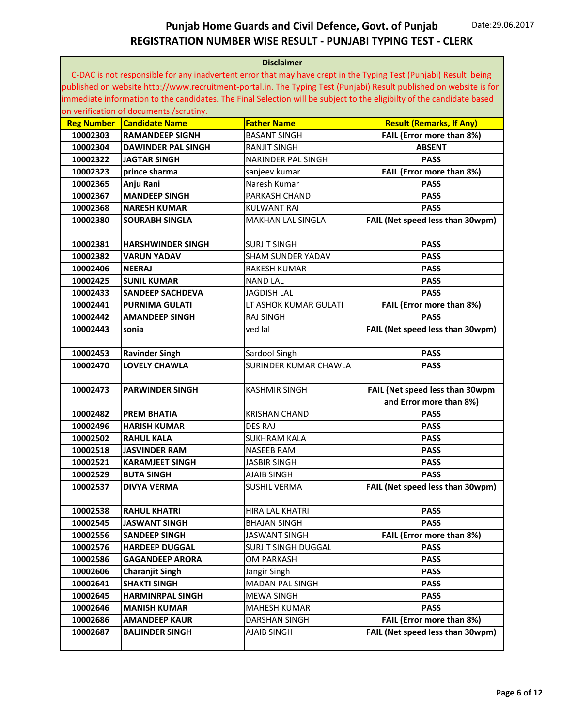# Punjab Home Guards and Civil Defence, Govt. of Punjab

Date:29.06.2017

## REGISTRATION NUMBER WISE RESULT - PUNJABI TYPING TEST - CLERK

**Disclaimer**

C-DAC is not responsible for any inadvertent error that may have crept in the Typing Test (Punjabi) Result being published on website http://www.recruitment-portal.in. The Typing Test (Punjabi) Result published on website is for immediate information to the candidates. The Final Selection will be subject to the eligibilty of the candidate based on verification of documents /scrutiny.

| Reg Number | Candidate Name | Father Name | Result (Remarks, If Any) |
|---|---|---|---|
| 10002303 | RAMANDEEP SIGNH | BASANT SINGH | FAIL (Error more than 8%) |
| 10002304 | DAWINDER PAL SINGH | RANJIT SINGH | ABSENT |
| 10002322 | JAGTAR SINGH | NARINDER PAL SINGH | PASS |
| 10002323 | prince sharma | sanjeev kumar | FAIL (Error more than 8%) |
| 10002365 | Anju Rani | Naresh Kumar | PASS |
| 10002367 | MANDEEP SINGH | PARKASH CHAND | PASS |
| 10002368 | NARESH KUMAR | KULWANT RAI | PASS |
| 10002380 | SOURABH SINGLA | MAKHAN LAL SINGLA | FAIL (Net speed less than 30wpm) |
| 10002381 | HARSHWINDER SINGH | SURJIT SINGH | PASS |
| 10002382 | VARUN YADAV | SHAM SUNDER YADAV | PASS |
| 10002406 | NEERAJ | RAKESH KUMAR | PASS |
| 10002425 | SUNIL KUMAR | NAND LAL | PASS |
| 10002433 | SANDEEP SACHDEVA | JAGDISH LAL | PASS |
| 10002441 | PURNIMA GULATI | LT ASHOK KUMAR GULATI | FAIL (Error more than 8%) |
| 10002442 | AMANDEEP SINGH | RAJ SINGH | PASS |
| 10002443 | sonia | ved lal | FAIL (Net speed less than 30wpm) |
| 10002453 | Ravinder Singh | Sardool Singh | PASS |
| 10002470 | LOVELY CHAWLA | SURINDER KUMAR CHAWLA | PASS |
| 10002473 | PARWINDER SINGH | KASHMIR SINGH | FAIL (Net speed less than 30wpm and Error more than 8%) |
| 10002482 | PREM BHATIA | KRISHAN CHAND | PASS |
| 10002496 | HARISH KUMAR | DES RAJ | PASS |
| 10002502 | RAHUL KALA | SUKHRAM KALA | PASS |
| 10002518 | JASVINDER RAM | NASEEB RAM | PASS |
| 10002521 | KARAMJEET SINGH | JASBIR SINGH | PASS |
| 10002529 | BUTA SINGH | AJAIB SINGH | PASS |
| 10002537 | DIVYA VERMA | SUSHIL VERMA | FAIL (Net speed less than 30wpm) |
| 10002538 | RAHUL KHATRI | HIRA LAL KHATRI | PASS |
| 10002545 | JASWANT SINGH | BHAJAN SINGH | PASS |
| 10002556 | SANDEEP SINGH | JASWANT SINGH | FAIL (Error more than 8%) |
| 10002576 | HARDEEP DUGGAL | SURJIT SINGH DUGGAL | PASS |
| 10002586 | GAGANDEEP ARORA | OM PARKASH | PASS |
| 10002606 | Charanjit Singh | Jangir Singh | PASS |
| 10002641 | SHAKTI SINGH | MADAN PAL SINGH | PASS |
| 10002645 | HARMINRPAL SINGH | MEWA SINGH | PASS |
| 10002646 | MANISH KUMAR | MAHESH KUMAR | PASS |
| 10002686 | AMANDEEP KAUR | DARSHAN SINGH | FAIL (Error more than 8%) |
| 10002687 | BALJINDER SINGH | AJAIB SINGH | FAIL (Net speed less than 30wpm) |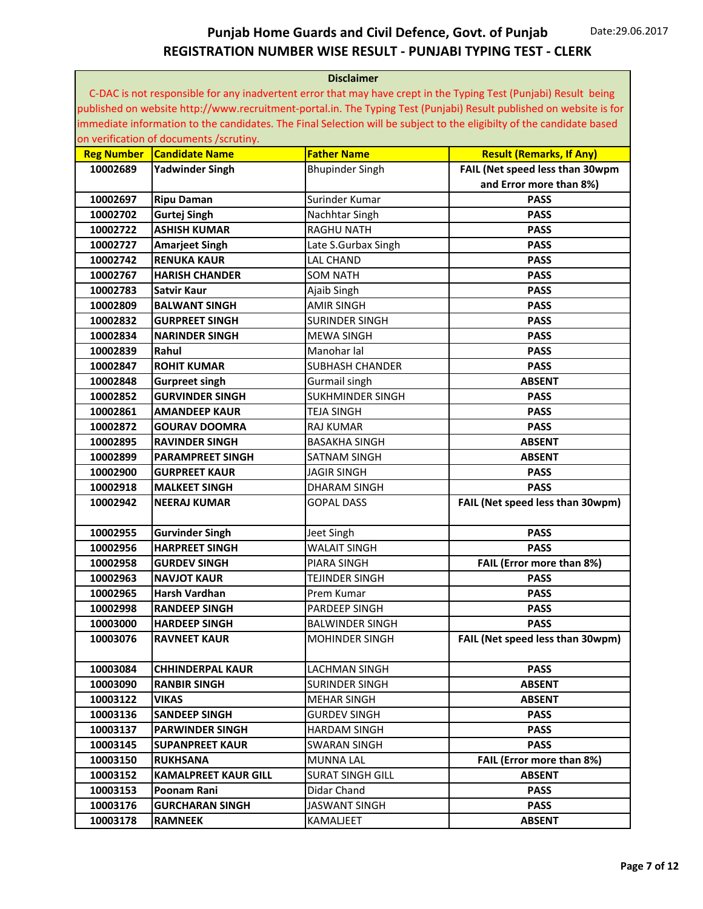# Punjab Home Guards and Civil Defence, Govt. of Punjab

Date:29.06.2017

## REGISTRATION NUMBER WISE RESULT - PUNJABI TYPING TEST - CLERK

**Disclaimer**

C-DAC is not responsible for any inadvertent error that may have crept in the Typing Test (Punjabi) Result being published on website http://www.recruitment-portal.in. The Typing Test (Punjabi) Result published on website is for immediate information to the candidates. The Final Selection will be subject to the eligibilty of the candidate based on verification of documents /scrutiny.

| Reg Number | Candidate Name | Father Name | Result (Remarks, If Any) |
|---|---|---|---|
| 10002689 | Yadwinder Singh | Bhupinder Singh | FAIL (Net speed less than 30wpm and Error more than 8%) |
| 10002697 | Ripu Daman | Surinder Kumar | PASS |
| 10002702 | Gurtej Singh | Nachhtar Singh | PASS |
| 10002722 | ASHISH KUMAR | RAGHU NATH | PASS |
| 10002727 | Amarjeet Singh | Late S.Gurbax Singh | PASS |
| 10002742 | RENUKA KAUR | LAL CHAND | PASS |
| 10002767 | HARISH CHANDER | SOM NATH | PASS |
| 10002783 | Satvir Kaur | Ajaib Singh | PASS |
| 10002809 | BALWANT SINGH | AMIR SINGH | PASS |
| 10002832 | GURPREET SINGH | SURINDER SINGH | PASS |
| 10002834 | NARINDER SINGH | MEWA SINGH | PASS |
| 10002839 | Rahul | Manohar lal | PASS |
| 10002847 | ROHIT KUMAR | SUBHASH CHANDER | PASS |
| 10002848 | Gurpreet singh | Gurmail singh | ABSENT |
| 10002852 | GURVINDER SINGH | SUKHMINDER SINGH | PASS |
| 10002861 | AMANDEEP KAUR | TEJA SINGH | PASS |
| 10002872 | GOURAV DOOMRA | RAJ KUMAR | PASS |
| 10002895 | RAVINDER SINGH | BASAKHA SINGH | ABSENT |
| 10002899 | PARAMPREET SINGH | SATNAM SINGH | ABSENT |
| 10002900 | GURPREET KAUR | JAGIR SINGH | PASS |
| 10002918 | MALKEET SINGH | DHARAM SINGH | PASS |
| 10002942 | NEERAJ KUMAR | GOPAL DASS | FAIL (Net speed less than 30wpm) |
| 10002955 | Gurvinder Singh | Jeet Singh | PASS |
| 10002956 | HARPREET SINGH | WALAIT SINGH | PASS |
| 10002958 | GURDEV SINGH | PIARA SINGH | FAIL (Error more than 8%) |
| 10002963 | NAVJOT KAUR | TEJINDER SINGH | PASS |
| 10002965 | Harsh Vardhan | Prem Kumar | PASS |
| 10002998 | RANDEEP SINGH | PARDEEP SINGH | PASS |
| 10003000 | HARDEEP SINGH | BALWINDER SINGH | PASS |
| 10003076 | RAVNEET KAUR | MOHINDER SINGH | FAIL (Net speed less than 30wpm) |
| 10003084 | CHHINDERPAL KAUR | LACHMAN SINGH | PASS |
| 10003090 | RANBIR SINGH | SURINDER SINGH | ABSENT |
| 10003122 | VIKAS | MEHAR SINGH | ABSENT |
| 10003136 | SANDEEP SINGH | GURDEV SINGH | PASS |
| 10003137 | PARWINDER SINGH | HARDAM SINGH | PASS |
| 10003145 | SUPANPREET KAUR | SWARAN SINGH | PASS |
| 10003150 | RUKHSANA | MUNNA LAL | FAIL (Error more than 8%) |
| 10003152 | KAMALPREET KAUR GILL | SURAT SINGH GILL | ABSENT |
| 10003153 | Poonam Rani | Didar Chand | PASS |
| 10003176 | GURCHARAN SINGH | JASWANT SINGH | PASS |
| 10003178 | RAMNEEK | KAMALJEET | ABSENT |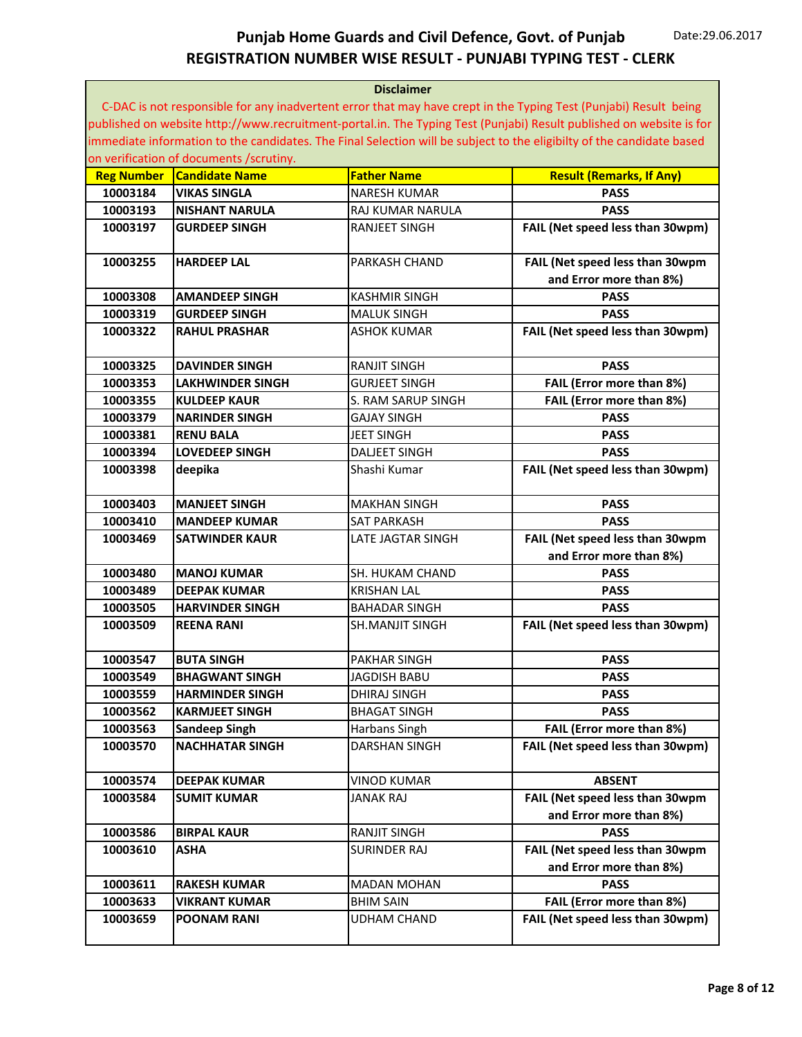# Punjab Home Guards and Civil Defence, Govt. of Punjab

Date:29.06.2017

## REGISTRATION NUMBER WISE RESULT - PUNJABI TYPING TEST - CLERK

**Disclaimer**

C-DAC is not responsible for any inadvertent error that may have crept in the Typing Test (Punjabi) Result being published on website http://www.recruitment-portal.in. The Typing Test (Punjabi) Result published on website is for immediate information to the candidates. The Final Selection will be subject to the eligibilty of the candidate based on verification of documents /scrutiny.

| Reg Number | Candidate Name | Father Name | Result (Remarks, If Any) |
|---|---|---|---|
| 10003184 | VIKAS SINGLA | NARESH KUMAR | PASS |
| 10003193 | NISHANT NARULA | RAJ KUMAR NARULA | PASS |
| 10003197 | GURDEEP SINGH | RANJEET SINGH | FAIL (Net speed less than 30wpm) |
| 10003255 | HARDEEP LAL | PARKASH CHAND | FAIL (Net speed less than 30wpm and Error more than 8%) |
| 10003308 | AMANDEEP SINGH | KASHMIR SINGH | PASS |
| 10003319 | GURDEEP SINGH | MALUK SINGH | PASS |
| 10003322 | RAHUL PRASHAR | ASHOK KUMAR | FAIL (Net speed less than 30wpm) |
| 10003325 | DAVINDER SINGH | RANJIT SINGH | PASS |
| 10003353 | LAKHWINDER SINGH | GURJEET SINGH | FAIL (Error more than 8%) |
| 10003355 | KULDEEP KAUR | S. RAM SARUP SINGH | FAIL (Error more than 8%) |
| 10003379 | NARINDER SINGH | GAJAY SINGH | PASS |
| 10003381 | RENU BALA | JEET SINGH | PASS |
| 10003394 | LOVEDEEP SINGH | DALJEET SINGH | PASS |
| 10003398 | deepika | Shashi Kumar | FAIL (Net speed less than 30wpm) |
| 10003403 | MANJEET SINGH | MAKHAN SINGH | PASS |
| 10003410 | MANDEEP KUMAR | SAT PARKASH | PASS |
| 10003469 | SATWINDER KAUR | LATE JAGTAR SINGH | FAIL (Net speed less than 30wpm and Error more than 8%) |
| 10003480 | MANOJ KUMAR | SH. HUKAM CHAND | PASS |
| 10003489 | DEEPAK KUMAR | KRISHAN LAL | PASS |
| 10003505 | HARVINDER SINGH | BAHADAR SINGH | PASS |
| 10003509 | REENA RANI | SH.MANJIT SINGH | FAIL (Net speed less than 30wpm) |
| 10003547 | BUTA SINGH | PAKHAR SINGH | PASS |
| 10003549 | BHAGWANT SINGH | JAGDISH BABU | PASS |
| 10003559 | HARMINDER SINGH | DHIRAJ SINGH | PASS |
| 10003562 | KARMJEET SINGH | BHAGAT SINGH | PASS |
| 10003563 | Sandeep Singh | Harbans Singh | FAIL (Error more than 8%) |
| 10003570 | NACHHATAR SINGH | DARSHAN SINGH | FAIL (Net speed less than 30wpm) |
| 10003574 | DEEPAK KUMAR | VINOD KUMAR | ABSENT |
| 10003584 | SUMIT KUMAR | JANAK RAJ | FAIL (Net speed less than 30wpm and Error more than 8%) |
| 10003586 | BIRPAL KAUR | RANJIT SINGH | PASS |
| 10003610 | ASHA | SURINDER RAJ | FAIL (Net speed less than 30wpm and Error more than 8%) |
| 10003611 | RAKESH KUMAR | MADAN MOHAN | PASS |
| 10003633 | VIKRANT KUMAR | BHIM SAIN | FAIL (Error more than 8%) |
| 10003659 | POONAM RANI | UDHAM CHAND | FAIL (Net speed less than 30wpm) |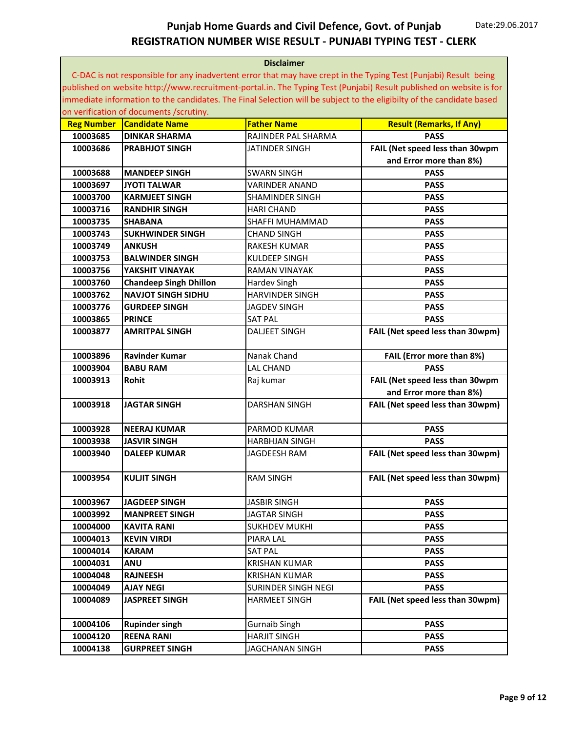# Punjab Home Guards and Civil Defence, Govt. of Punjab

Date:29.06.2017

## REGISTRATION NUMBER WISE RESULT - PUNJABI TYPING TEST - CLERK

**Disclaimer**

C-DAC is not responsible for any inadvertent error that may have crept in the Typing Test (Punjabi) Result being published on website http://www.recruitment-portal.in. The Typing Test (Punjabi) Result published on website is for immediate information to the candidates. The Final Selection will be subject to the eligibilty of the candidate based on verification of documents /scrutiny.

| Reg Number | Candidate Name | Father Name | Result (Remarks, If Any) |
|---|---|---|---|
| 10003685 | DINKAR SHARMA | RAJINDER PAL SHARMA | PASS |
| 10003686 | PRABHJOT SINGH | JATINDER SINGH | FAIL (Net speed less than 30wpm and Error more than 8%) |
| 10003688 | MANDEEP SINGH | SWARN SINGH | PASS |
| 10003697 | JYOTI TALWAR | VARINDER ANAND | PASS |
| 10003700 | KARMJEET SINGH | SHAMINDER SINGH | PASS |
| 10003716 | RANDHIR SINGH | HARI CHAND | PASS |
| 10003735 | SHABANA | SHAFFI MUHAMMAD | PASS |
| 10003743 | SUKHWINDER SINGH | CHAND SINGH | PASS |
| 10003749 | ANKUSH | RAKESH KUMAR | PASS |
| 10003753 | BALWINDER SINGH | KULDEEP SINGH | PASS |
| 10003756 | YAKSHIT VINAYAK | RAMAN VINAYAK | PASS |
| 10003760 | Chandeep Singh Dhillon | Hardev Singh | PASS |
| 10003762 | NAVJOT SINGH SIDHU | HARVINDER SINGH | PASS |
| 10003776 | GURDEEP SINGH | JAGDEV SINGH | PASS |
| 10003865 | PRINCE | SAT PAL | PASS |
| 10003877 | AMRITPAL SINGH | DALJEET SINGH | FAIL (Net speed less than 30wpm) |
| 10003896 | Ravinder Kumar | Nanak Chand | FAIL (Error more than 8%) |
| 10003904 | BABU RAM | LAL CHAND | PASS |
| 10003913 | Rohit | Raj kumar | FAIL (Net speed less than 30wpm and Error more than 8%) |
| 10003918 | JAGTAR SINGH | DARSHAN SINGH | FAIL (Net speed less than 30wpm) |
| 10003928 | NEERAJ KUMAR | PARMOD KUMAR | PASS |
| 10003938 | JASVIR SINGH | HARBHJAN SINGH | PASS |
| 10003940 | DALEEP KUMAR | JAGDEESH RAM | FAIL (Net speed less than 30wpm) |
| 10003954 | KULJIT SINGH | RAM SINGH | FAIL (Net speed less than 30wpm) |
| 10003967 | JAGDEEP SINGH | JASBIR SINGH | PASS |
| 10003992 | MANPREET SINGH | JAGTAR SINGH | PASS |
| 10004000 | KAVITA RANI | SUKHDEV MUKHI | PASS |
| 10004013 | KEVIN VIRDI | PIARA LAL | PASS |
| 10004014 | KARAM | SAT PAL | PASS |
| 10004031 | ANU | KRISHAN KUMAR | PASS |
| 10004048 | RAJNEESH | KRISHAN KUMAR | PASS |
| 10004049 | AJAY NEGI | SURINDER SINGH NEGI | PASS |
| 10004089 | JASPREET SINGH | HARMEET SINGH | FAIL (Net speed less than 30wpm) |
| 10004106 | Rupinder singh | Gurnaib Singh | PASS |
| 10004120 | REENA RANI | HARJIT SINGH | PASS |
| 10004138 | GURPREET SINGH | JAGCHANAN SINGH | PASS |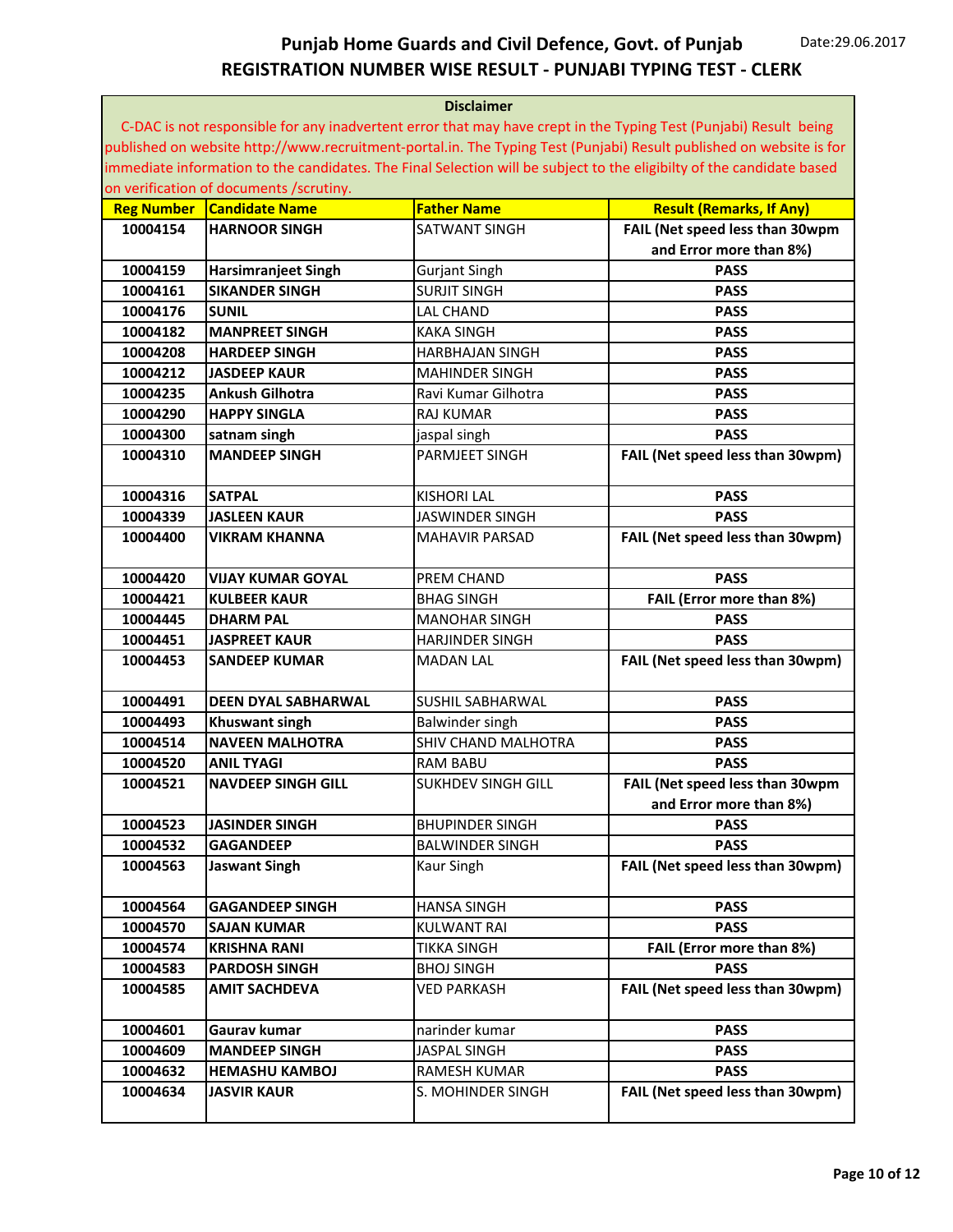# Punjab Home Guards and Civil Defence, Govt. of Punjab

Date:29.06.2017

## REGISTRATION NUMBER WISE RESULT - PUNJABI TYPING TEST - CLERK

**Disclaimer**

C-DAC is not responsible for any inadvertent error that may have crept in the Typing Test (Punjabi) Result being published on website http://www.recruitment-portal.in. The Typing Test (Punjabi) Result published on website is for immediate information to the candidates. The Final Selection will be subject to the eligibilty of the candidate based on verification of documents /scrutiny.

| Reg Number | Candidate Name | Father Name | Result (Remarks, If Any) |
|---|---|---|---|
| 10004154 | HARNOOR SINGH | SATWANT SINGH | FAIL (Net speed less than 30wpm and Error more than 8%) |
| 10004159 | Harsimranjeet Singh | Gurjant Singh | PASS |
| 10004161 | SIKANDER SINGH | SURJIT SINGH | PASS |
| 10004176 | SUNIL | LAL CHAND | PASS |
| 10004182 | MANPREET SINGH | KAKA SINGH | PASS |
| 10004208 | HARDEEP SINGH | HARBHAJAN SINGH | PASS |
| 10004212 | JASDEEP KAUR | MAHINDER SINGH | PASS |
| 10004235 | Ankush Gilhotra | Ravi Kumar Gilhotra | PASS |
| 10004290 | HAPPY SINGLA | RAJ KUMAR | PASS |
| 10004300 | satnam singh | jaspal singh | PASS |
| 10004310 | MANDEEP SINGH | PARMJEET SINGH | FAIL (Net speed less than 30wpm) |
| 10004316 | SATPAL | KISHORI LAL | PASS |
| 10004339 | JASLEEN KAUR | JASWINDER SINGH | PASS |
| 10004400 | VIKRAM KHANNA | MAHAVIR PARSAD | FAIL (Net speed less than 30wpm) |
| 10004420 | VIJAY KUMAR GOYAL | PREM CHAND | PASS |
| 10004421 | KULBEER KAUR | BHAG SINGH | FAIL (Error more than 8%) |
| 10004445 | DHARM PAL | MANOHAR SINGH | PASS |
| 10004451 | JASPREET KAUR | HARJINDER SINGH | PASS |
| 10004453 | SANDEEP KUMAR | MADAN LAL | FAIL (Net speed less than 30wpm) |
| 10004491 | DEEN DYAL SABHARWAL | SUSHIL SABHARWAL | PASS |
| 10004493 | Khuswant singh | Balwinder singh | PASS |
| 10004514 | NAVEEN MALHOTRA | SHIV CHAND MALHOTRA | PASS |
| 10004520 | ANIL TYAGI | RAM BABU | PASS |
| 10004521 | NAVDEEP SINGH GILL | SUKHDEV SINGH GILL | FAIL (Net speed less than 30wpm and Error more than 8%) |
| 10004523 | JASINDER SINGH | BHUPINDER SINGH | PASS |
| 10004532 | GAGANDEEP | BALWINDER SINGH | PASS |
| 10004563 | Jaswant Singh | Kaur Singh | FAIL (Net speed less than 30wpm) |
| 10004564 | GAGANDEEP SINGH | HANSA SINGH | PASS |
| 10004570 | SAJAN KUMAR | KULWANT RAI | PASS |
| 10004574 | KRISHNA RANI | TIKKA SINGH | FAIL (Error more than 8%) |
| 10004583 | PARDOSH SINGH | BHOJ SINGH | PASS |
| 10004585 | AMIT SACHDEVA | VED PARKASH | FAIL (Net speed less than 30wpm) |
| 10004601 | Gaurav kumar | narinder kumar | PASS |
| 10004609 | MANDEEP SINGH | JASPAL SINGH | PASS |
| 10004632 | HEMASHU KAMBOJ | RAMESH KUMAR | PASS |
| 10004634 | JASVIR KAUR | S. MOHINDER SINGH | FAIL (Net speed less than 30wpm) |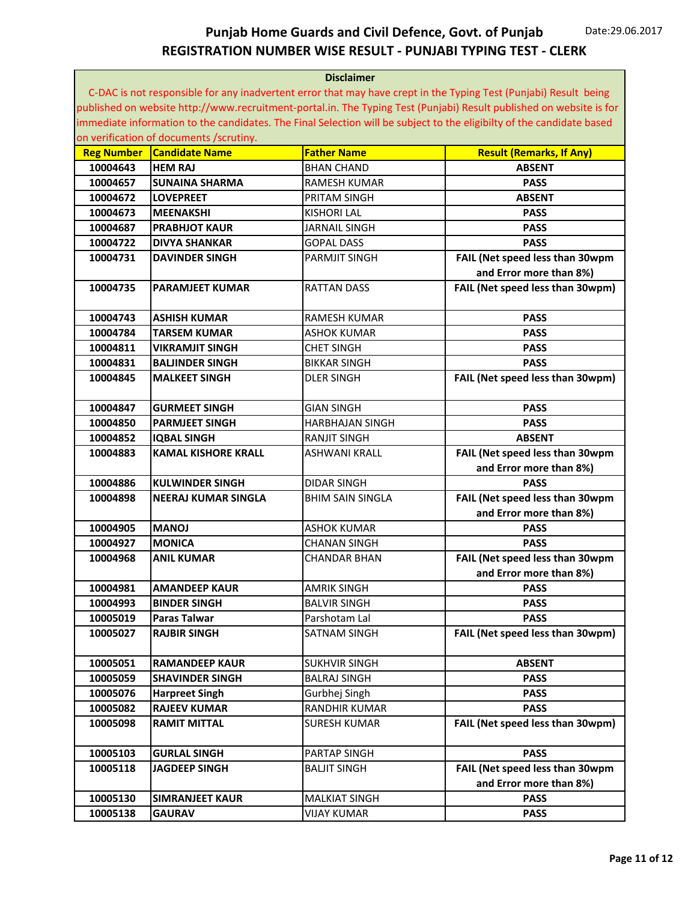# Punjab Home Guards and Civil Defence, Govt. of Punjab

## REGISTRATION NUMBER WISE RESULT - PUNJABI TYPING TEST - CLERK

Date:29.06.2017

**Disclaimer**

C-DAC is not responsible for any inadvertent error that may have crept in the Typing Test (Punjabi) Result being published on website http://www.recruitment-portal.in. The Typing Test (Punjabi) Result published on website is for immediate information to the candidates. The Final Selection will be subject to the eligibilty of the candidate based on verification of documents /scrutiny.

| Reg Number | Candidate Name | Father Name | Result (Remarks, If Any) |
|---|---|---|---|
| 10004643 | HEM RAJ | BHAN CHAND | ABSENT |
| 10004657 | SUNAINA SHARMA | RAMESH KUMAR | PASS |
| 10004672 | LOVEPREET | PRITAM SINGH | ABSENT |
| 10004673 | MEENAKSHI | KISHORI LAL | PASS |
| 10004687 | PRABHJOT KAUR | JARNAIL SINGH | PASS |
| 10004722 | DIVYA SHANKAR | GOPAL DASS | PASS |
| 10004731 | DAVINDER SINGH | PARMJIT SINGH | FAIL (Net speed less than 30wpm and Error more than 8%) |
| 10004735 | PARAMJEET KUMAR | RATTAN DASS | FAIL (Net speed less than 30wpm) |
| 10004743 | ASHISH KUMAR | RAMESH KUMAR | PASS |
| 10004784 | TARSEM KUMAR | ASHOK KUMAR | PASS |
| 10004811 | VIKRAMJIT SINGH | CHET SINGH | PASS |
| 10004831 | BALJINDER SINGH | BIKKAR SINGH | PASS |
| 10004845 | MALKEET SINGH | DLER SINGH | FAIL (Net speed less than 30wpm) |
| 10004847 | GURMEET SINGH | GIAN SINGH | PASS |
| 10004850 | PARMJEET SINGH | HARBHAJAN SINGH | PASS |
| 10004852 | IQBAL SINGH | RANJIT SINGH | ABSENT |
| 10004883 | KAMAL KISHORE KRALL | ASHWANI KRALL | FAIL (Net speed less than 30wpm and Error more than 8%) |
| 10004886 | KULWINDER SINGH | DIDAR SINGH | PASS |
| 10004898 | NEERAJ KUMAR SINGLA | BHIM SAIN SINGLA | FAIL (Net speed less than 30wpm and Error more than 8%) |
| 10004905 | MANOJ | ASHOK KUMAR | PASS |
| 10004927 | MONICA | CHANAN SINGH | PASS |
| 10004968 | ANIL KUMAR | CHANDAR BHAN | FAIL (Net speed less than 30wpm and Error more than 8%) |
| 10004981 | AMANDEEP KAUR | AMRIK SINGH | PASS |
| 10004993 | BINDER SINGH | BALVIR SINGH | PASS |
| 10005019 | Paras Talwar | Parshotam Lal | PASS |
| 10005027 | RAJBIR SINGH | SATNAM SINGH | FAIL (Net speed less than 30wpm) |
| 10005051 | RAMANDEEP KAUR | SUKHVIR SINGH | ABSENT |
| 10005059 | SHAVINDER SINGH | BALRAJ SINGH | PASS |
| 10005076 | Harpreet Singh | Gurbhej Singh | PASS |
| 10005082 | RAJEEV KUMAR | RANDHIR KUMAR | PASS |
| 10005098 | RAMIT MITTAL | SURESH KUMAR | FAIL (Net speed less than 30wpm) |
| 10005103 | GURLAL SINGH | PARTAP SINGH | PASS |
| 10005118 | JAGDEEP SINGH | BALJIT SINGH | FAIL (Net speed less than 30wpm and Error more than 8%) |
| 10005130 | SIMRANJEET KAUR | MALKIAT SINGH | PASS |
| 10005138 | GAURAV | VIJAY KUMAR | PASS |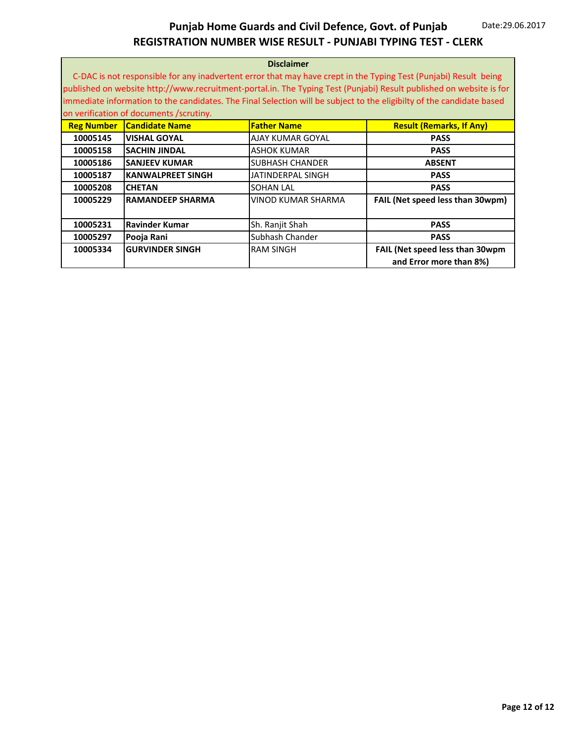Date:29.06.2017

# Punjab Home Guards and Civil Defence, Govt. of Punjab

## REGISTRATION NUMBER WISE RESULT - PUNJABI TYPING TEST - CLERK

**Disclaimer**

C-DAC is not responsible for any inadvertent error that may have crept in the Typing Test (Punjabi) Result being published on website http://www.recruitment-portal.in. The Typing Test (Punjabi) Result published on website is for immediate information to the candidates. The Final Selection will be subject to the eligibilty of the candidate based on verification of documents /scrutiny.

| Reg Number | Candidate Name | Father Name | Result (Remarks, If Any) |
|---|---|---|---|
| 10005145 | VISHAL GOYAL | AJAY KUMAR GOYAL | PASS |
| 10005158 | SACHIN JINDAL | ASHOK KUMAR | PASS |
| 10005186 | SANJEEV KUMAR | SUBHASH CHANDER | ABSENT |
| 10005187 | KANWALPREET SINGH | JATINDERPAL SINGH | PASS |
| 10005208 | CHETAN | SOHAN LAL | PASS |
| 10005229 | RAMANDEEP SHARMA | VINOD KUMAR SHARMA | FAIL (Net speed less than 30wpm) |
| 10005231 | Ravinder Kumar | Sh. Ranjit Shah | PASS |
| 10005297 | Pooja Rani | Subhash Chander | PASS |
| 10005334 | GURVINDER SINGH | RAM SINGH | FAIL (Net speed less than 30wpm and Error more than 8%) |